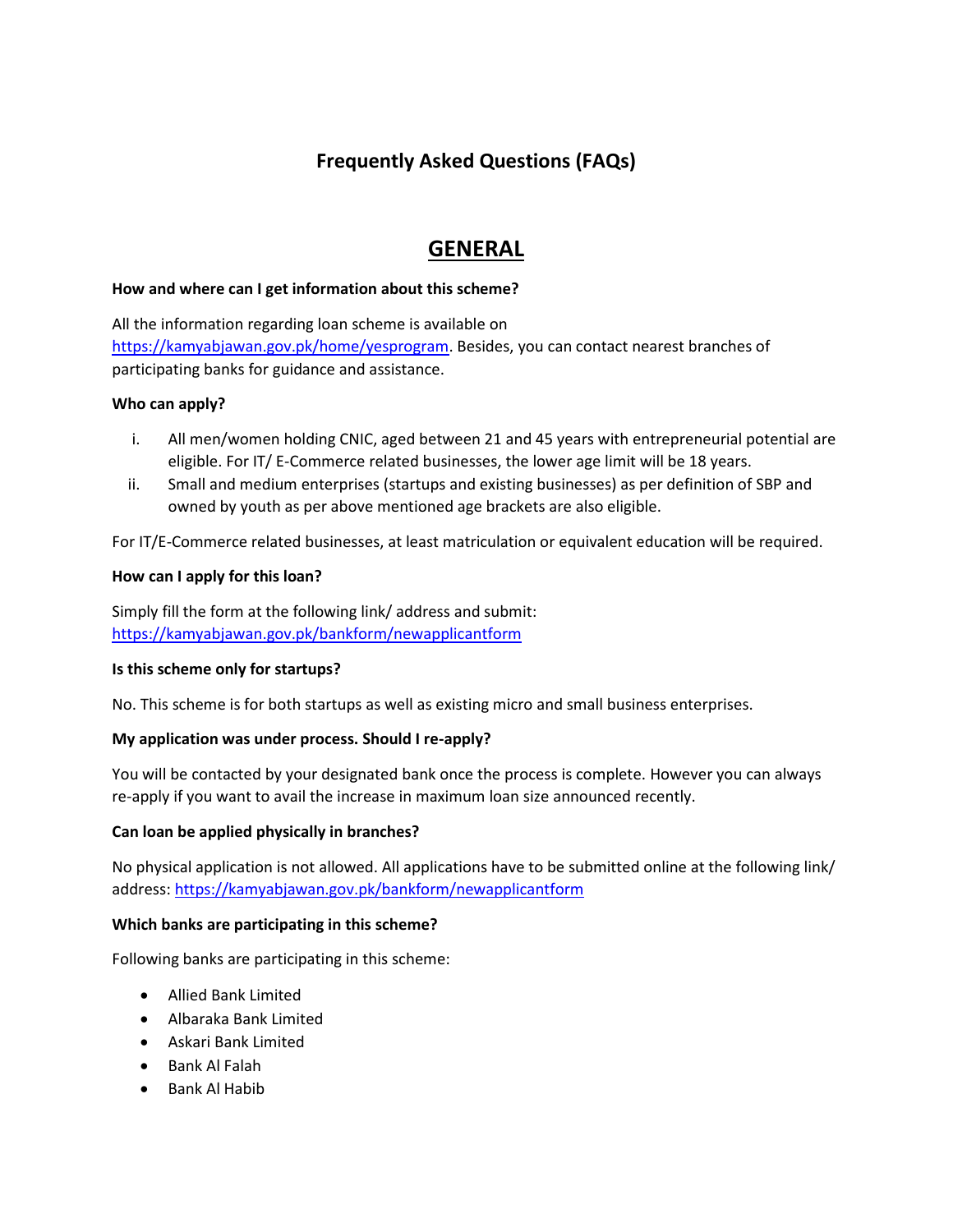# Frequently Asked Questions (FAQs)

## GENERAL

**How and where can I get information about this scheme?**

All the information regarding loan scheme is available on https://kamyabjawan.gov.pk/home/yesprogram. Besides, you can contact nearest branches of participating banks for guidance and assistance.

**Who can apply?**

i. All men/women holding CNIC, aged between 21 and 45 years with entrepreneurial potential are eligible. For IT/ E-Commerce related businesses, the lower age limit will be 18 years.

ii. Small and medium enterprises (startups and existing businesses) as per definition of SBP and owned by youth as per above mentioned age brackets are also eligible.

For IT/E-Commerce related businesses, at least matriculation or equivalent education will be required.

**How can I apply for this loan?**

Simply fill the form at the following link/ address and submit: https://kamyabjawan.gov.pk/bankform/newapplicantform

**Is this scheme only for startups?**

No. This scheme is for both startups as well as existing micro and small business enterprises.

**My application was under process. Should I re-apply?**

You will be contacted by your designated bank once the process is complete. However you can always re-apply if you want to avail the increase in maximum loan size announced recently.

**Can loan be applied physically in branches?**

No physical application is not allowed. All applications have to be submitted online at the following link/ address: https://kamyabjawan.gov.pk/bankform/newapplicantform

**Which banks are participating in this scheme?**

Following banks are participating in this scheme:

- Allied Bank Limited
- Albaraka Bank Limited
- Askari Bank Limited
- Bank Al Falah
- Bank Al Habib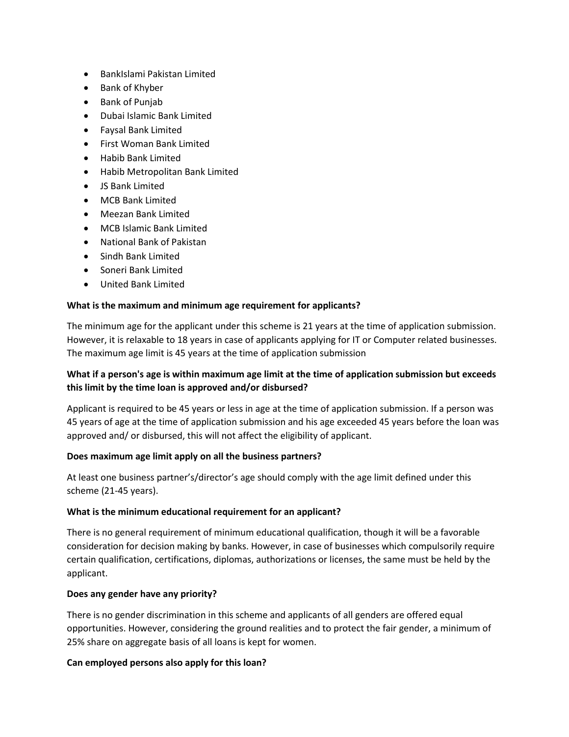- BankIslami Pakistan Limited
- Bank of Khyber
- Bank of Punjab
- Dubai Islamic Bank Limited
- Faysal Bank Limited
- First Woman Bank Limited
- Habib Bank Limited
- Habib Metropolitan Bank Limited
- JS Bank Limited
- MCB Bank Limited
- Meezan Bank Limited
- MCB Islamic Bank Limited
- National Bank of Pakistan
- Sindh Bank Limited
- Soneri Bank Limited
- United Bank Limited

**What is the maximum and minimum age requirement for applicants?**

The minimum age for the applicant under this scheme is 21 years at the time of application submission. However, it is relaxable to 18 years in case of applicants applying for IT or Computer related businesses. The maximum age limit is 45 years at the time of application submission

**What if a person's age is within maximum age limit at the time of application submission but exceeds this limit by the time loan is approved and/or disbursed?**

Applicant is required to be 45 years or less in age at the time of application submission. If a person was 45 years of age at the time of application submission and his age exceeded 45 years before the loan was approved and/ or disbursed, this will not affect the eligibility of applicant.

**Does maximum age limit apply on all the business partners?**

At least one business partner's/director's age should comply with the age limit defined under this scheme (21-45 years).

**What is the minimum educational requirement for an applicant?**

There is no general requirement of minimum educational qualification, though it will be a favorable consideration for decision making by banks. However, in case of businesses which compulsorily require certain qualification, certifications, diplomas, authorizations or licenses, the same must be held by the applicant.

**Does any gender have any priority?**

There is no gender discrimination in this scheme and applicants of all genders are offered equal opportunities. However, considering the ground realities and to protect the fair gender, a minimum of 25% share on aggregate basis of all loans is kept for women.

**Can employed persons also apply for this loan?**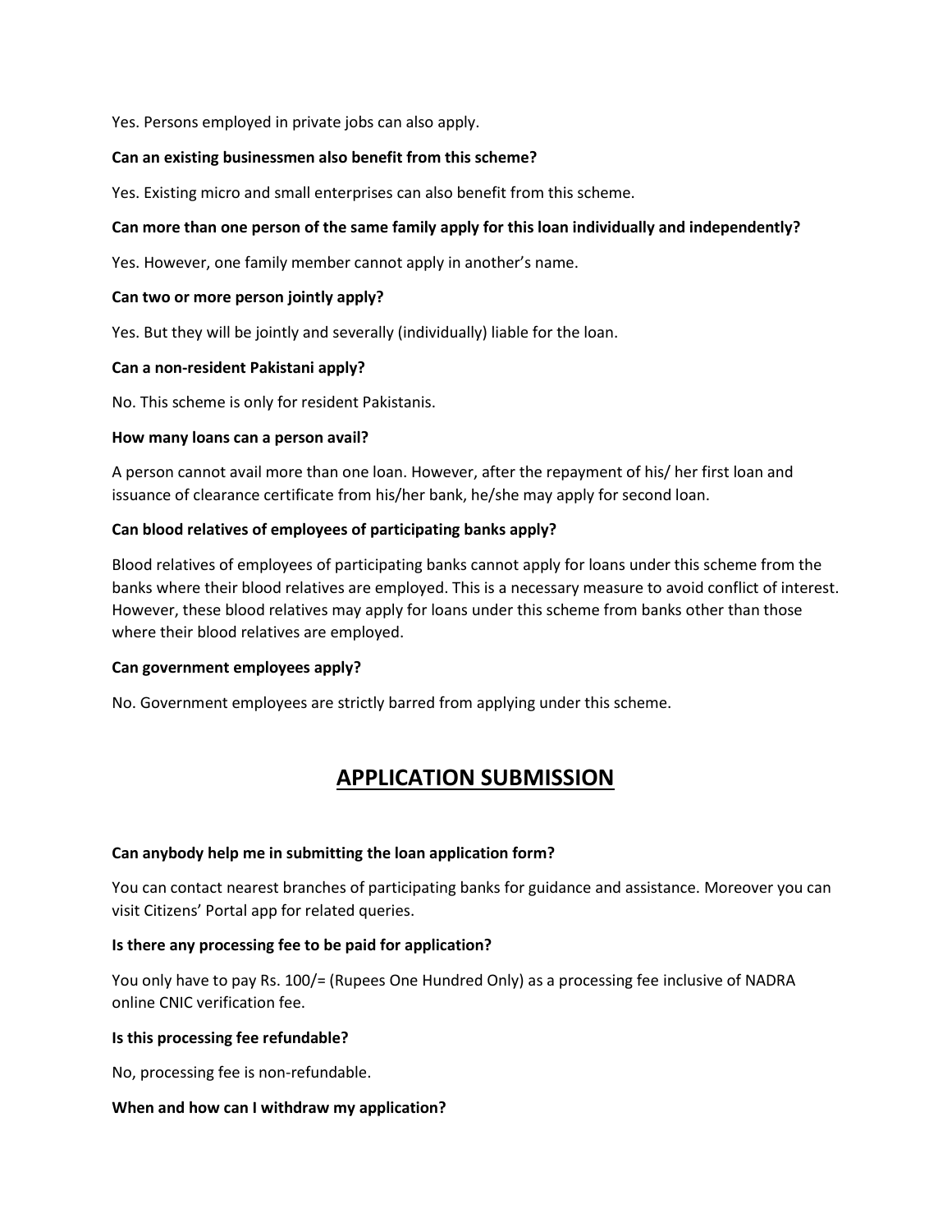Yes. Persons employed in private jobs can also apply.

**Can an existing businessmen also benefit from this scheme?**

Yes. Existing micro and small enterprises can also benefit from this scheme.

**Can more than one person of the same family apply for this loan individually and independently?**

Yes. However, one family member cannot apply in another's name.

**Can two or more person jointly apply?**

Yes. But they will be jointly and severally (individually) liable for the loan.

**Can a non-resident Pakistani apply?**

No. This scheme is only for resident Pakistanis.

**How many loans can a person avail?**

A person cannot avail more than one loan. However, after the repayment of his/ her first loan and issuance of clearance certificate from his/her bank, he/she may apply for second loan.

**Can blood relatives of employees of participating banks apply?**

Blood relatives of employees of participating banks cannot apply for loans under this scheme from the banks where their blood relatives are employed. This is a necessary measure to avoid conflict of interest. However, these blood relatives may apply for loans under this scheme from banks other than those where their blood relatives are employed.

**Can government employees apply?**

No. Government employees are strictly barred from applying under this scheme.

## APPLICATION SUBMISSION

**Can anybody help me in submitting the loan application form?**

You can contact nearest branches of participating banks for guidance and assistance. Moreover you can visit Citizens' Portal app for related queries.

**Is there any processing fee to be paid for application?**

You only have to pay Rs. 100/= (Rupees One Hundred Only) as a processing fee inclusive of NADRA online CNIC verification fee.

**Is this processing fee refundable?**

No, processing fee is non-refundable.

**When and how can I withdraw my application?**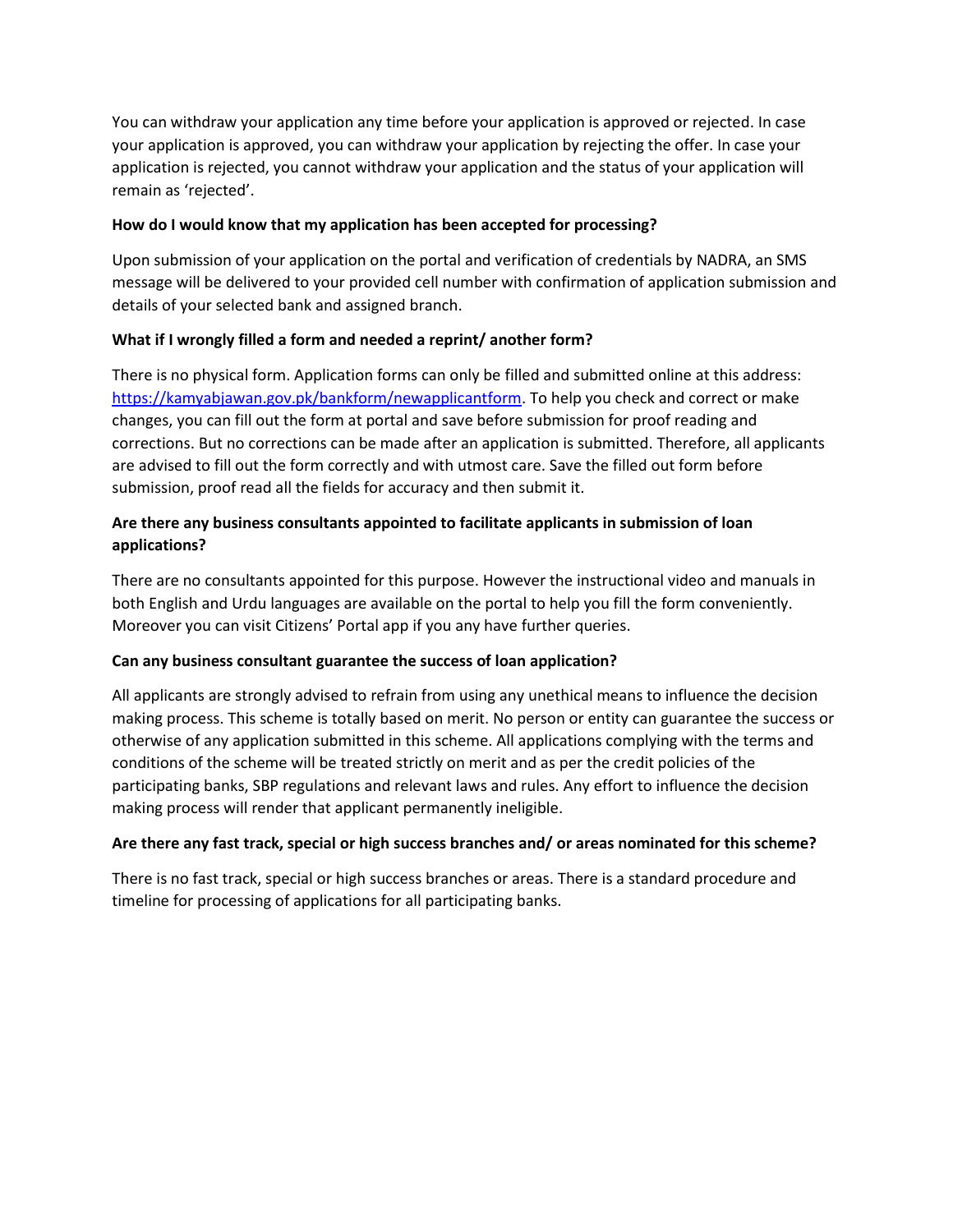You can withdraw your application any time before your application is approved or rejected. In case your application is approved, you can withdraw your application by rejecting the offer. In case your application is rejected, you cannot withdraw your application and the status of your application will remain as 'rejected'.

**How do I would know that my application has been accepted for processing?**

Upon submission of your application on the portal and verification of credentials by NADRA, an SMS message will be delivered to your provided cell number with confirmation of application submission and details of your selected bank and assigned branch.

**What if I wrongly filled a form and needed a reprint/ another form?**

There is no physical form. Application forms can only be filled and submitted online at this address: [https://kamyabjawan.gov.pk/bankform/newapplicantform](https://kamyabjawan.gov.pk/bankform/newapplicantform). To help you check and correct or make changes, you can fill out the form at portal and save before submission for proof reading and corrections. But no corrections can be made after an application is submitted. Therefore, all applicants are advised to fill out the form correctly and with utmost care. Save the filled out form before submission, proof read all the fields for accuracy and then submit it.

**Are there any business consultants appointed to facilitate applicants in submission of loan applications?**

There are no consultants appointed for this purpose. However the instructional video and manuals in both English and Urdu languages are available on the portal to help you fill the form conveniently. Moreover you can visit Citizens' Portal app if you any have further queries.

**Can any business consultant guarantee the success of loan application?**

All applicants are strongly advised to refrain from using any unethical means to influence the decision making process. This scheme is totally based on merit. No person or entity can guarantee the success or otherwise of any application submitted in this scheme. All applications complying with the terms and conditions of the scheme will be treated strictly on merit and as per the credit policies of the participating banks, SBP regulations and relevant laws and rules. Any effort to influence the decision making process will render that applicant permanently ineligible.

**Are there any fast track, special or high success branches and/ or areas nominated for this scheme?**

There is no fast track, special or high success branches or areas. There is a standard procedure and timeline for processing of applications for all participating banks.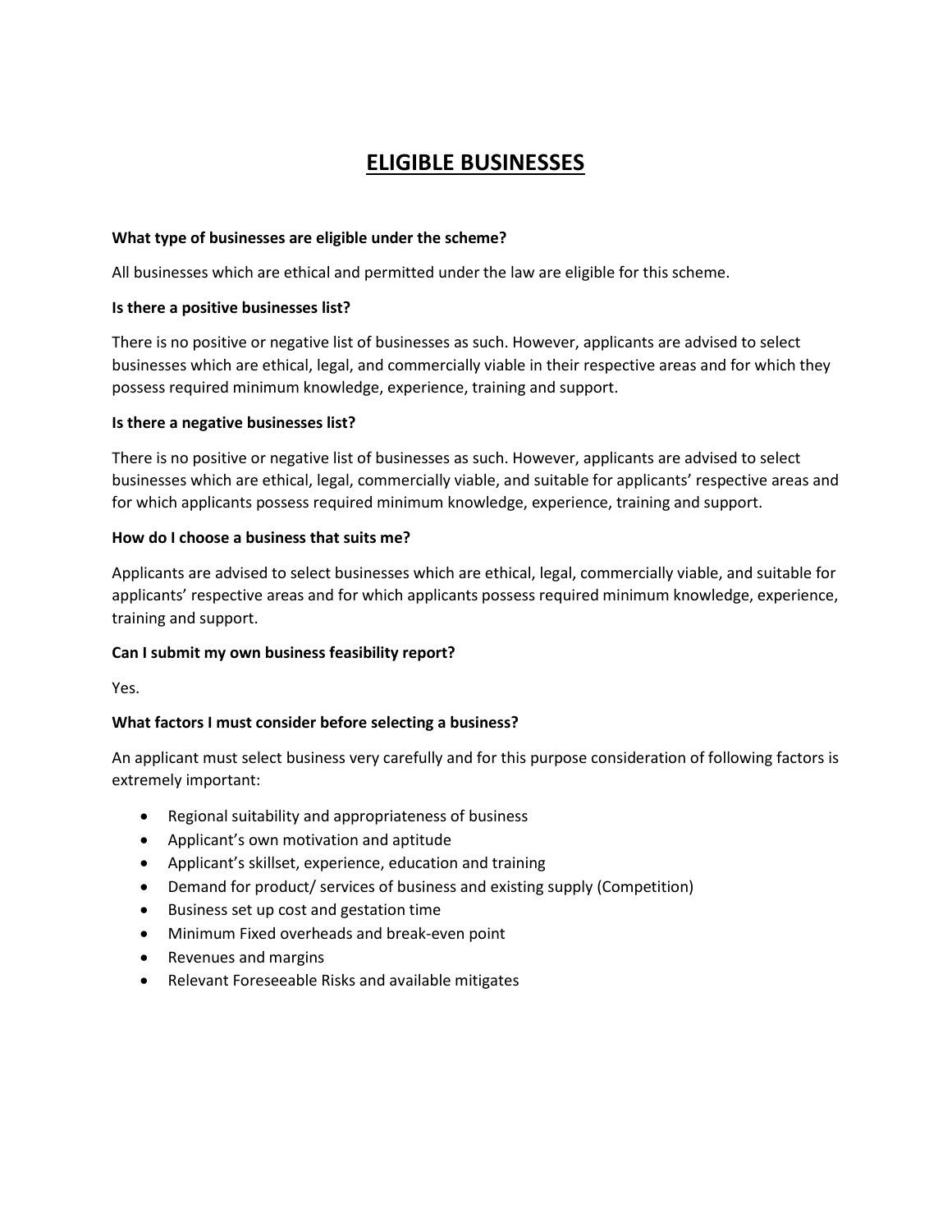# ELIGIBLE BUSINESSES

**What type of businesses are eligible under the scheme?**

All businesses which are ethical and permitted under the law are eligible for this scheme.

**Is there a positive businesses list?**

There is no positive or negative list of businesses as such. However, applicants are advised to select businesses which are ethical, legal, and commercially viable in their respective areas and for which they possess required minimum knowledge, experience, training and support.

**Is there a negative businesses list?**

There is no positive or negative list of businesses as such. However, applicants are advised to select businesses which are ethical, legal, commercially viable, and suitable for applicants' respective areas and for which applicants possess required minimum knowledge, experience, training and support.

**How do I choose a business that suits me?**

Applicants are advised to select businesses which are ethical, legal, commercially viable, and suitable for applicants' respective areas and for which applicants possess required minimum knowledge, experience, training and support.

**Can I submit my own business feasibility report?**

Yes.

**What factors I must consider before selecting a business?**

An applicant must select business very carefully and for this purpose consideration of following factors is extremely important:

- Regional suitability and appropriateness of business
- Applicant's own motivation and aptitude
- Applicant's skillset, experience, education and training
- Demand for product/ services of business and existing supply (Competition)
- Business set up cost and gestation time
- Minimum Fixed overheads and break-even point
- Revenues and margins
- Relevant Foreseeable Risks and available mitigates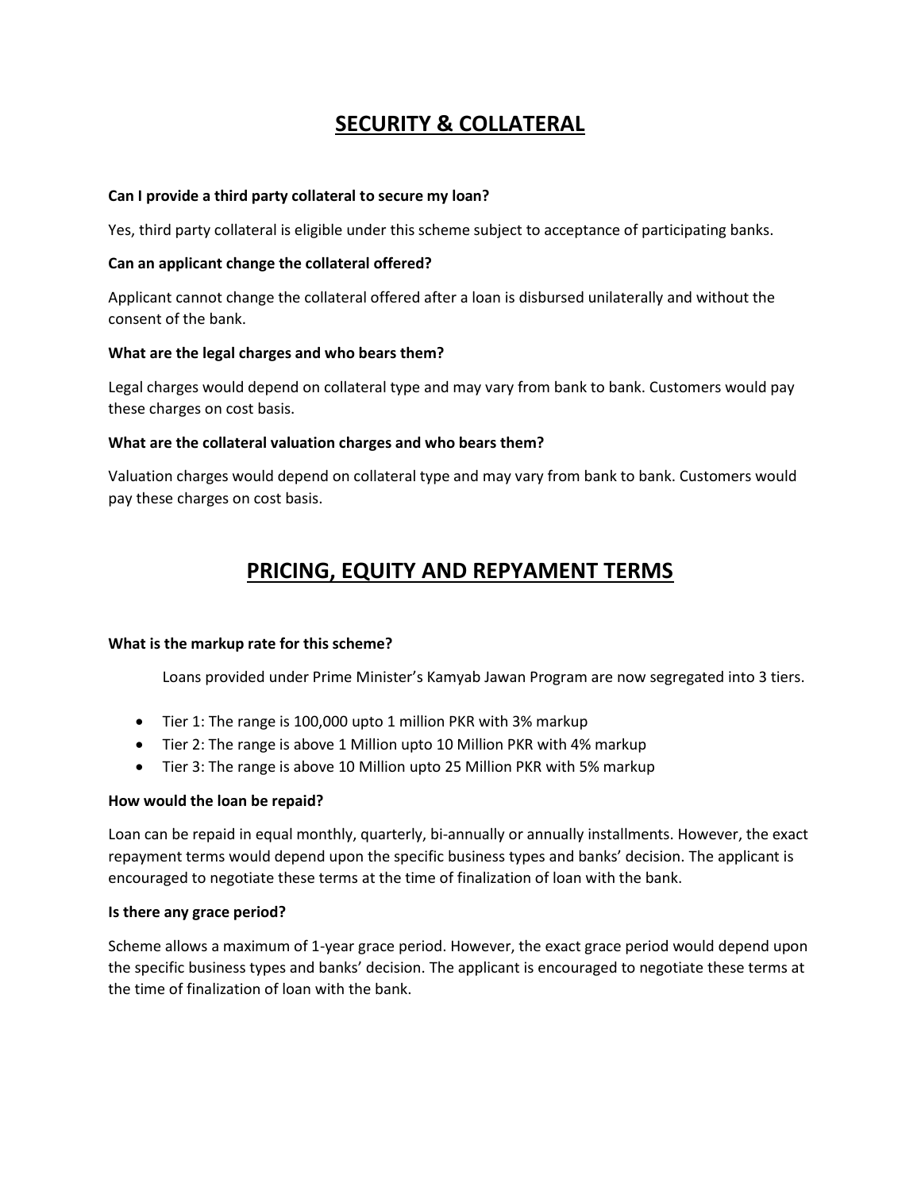# SECURITY & COLLATERAL

**Can I provide a third party collateral to secure my loan?**

Yes, third party collateral is eligible under this scheme subject to acceptance of participating banks.

**Can an applicant change the collateral offered?**

Applicant cannot change the collateral offered after a loan is disbursed unilaterally and without the consent of the bank.

**What are the legal charges and who bears them?**

Legal charges would depend on collateral type and may vary from bank to bank. Customers would pay these charges on cost basis.

**What are the collateral valuation charges and who bears them?**

Valuation charges would depend on collateral type and may vary from bank to bank. Customers would pay these charges on cost basis.

# PRICING, EQUITY AND REPYAMENT TERMS

**What is the markup rate for this scheme?**

Loans provided under Prime Minister's Kamyab Jawan Program are now segregated into 3 tiers.

- Tier 1: The range is 100,000 upto 1 million PKR with 3% markup
- Tier 2: The range is above 1 Million upto 10 Million PKR with 4% markup
- Tier 3: The range is above 10 Million upto 25 Million PKR with 5% markup

**How would the loan be repaid?**

Loan can be repaid in equal monthly, quarterly, bi-annually or annually installments. However, the exact repayment terms would depend upon the specific business types and banks' decision. The applicant is encouraged to negotiate these terms at the time of finalization of loan with the bank.

**Is there any grace period?**

Scheme allows a maximum of 1-year grace period. However, the exact grace period would depend upon the specific business types and banks' decision. The applicant is encouraged to negotiate these terms at the time of finalization of loan with the bank.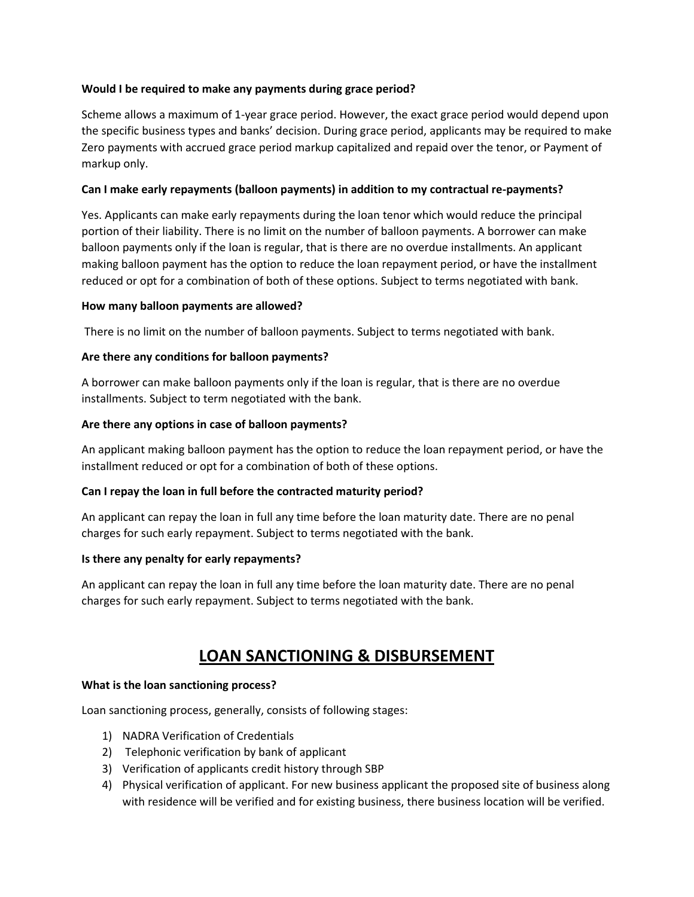**Would I be required to make any payments during grace period?**

Scheme allows a maximum of 1-year grace period. However, the exact grace period would depend upon the specific business types and banks' decision. During grace period, applicants may be required to make Zero payments with accrued grace period markup capitalized and repaid over the tenor, or Payment of markup only.

**Can I make early repayments (balloon payments) in addition to my contractual re-payments?**

Yes. Applicants can make early repayments during the loan tenor which would reduce the principal portion of their liability. There is no limit on the number of balloon payments. A borrower can make balloon payments only if the loan is regular, that is there are no overdue installments. An applicant making balloon payment has the option to reduce the loan repayment period, or have the installment reduced or opt for a combination of both of these options. Subject to terms negotiated with bank.

**How many balloon payments are allowed?**

There is no limit on the number of balloon payments. Subject to terms negotiated with bank.

**Are there any conditions for balloon payments?**

A borrower can make balloon payments only if the loan is regular, that is there are no overdue installments. Subject to term negotiated with the bank.

**Are there any options in case of balloon payments?**

An applicant making balloon payment has the option to reduce the loan repayment period, or have the installment reduced or opt for a combination of both of these options.

**Can I repay the loan in full before the contracted maturity period?**

An applicant can repay the loan in full any time before the loan maturity date. There are no penal charges for such early repayment. Subject to terms negotiated with the bank.

**Is there any penalty for early repayments?**

An applicant can repay the loan in full any time before the loan maturity date. There are no penal charges for such early repayment. Subject to terms negotiated with the bank.

# LOAN SANCTIONING & DISBURSEMENT

**What is the loan sanctioning process?**

Loan sanctioning process, generally, consists of following stages:

1) NADRA Verification of Credentials
2) Telephonic verification by bank of applicant
3) Verification of applicants credit history through SBP
4) Physical verification of applicant. For new business applicant the proposed site of business along with residence will be verified and for existing business, there business location will be verified.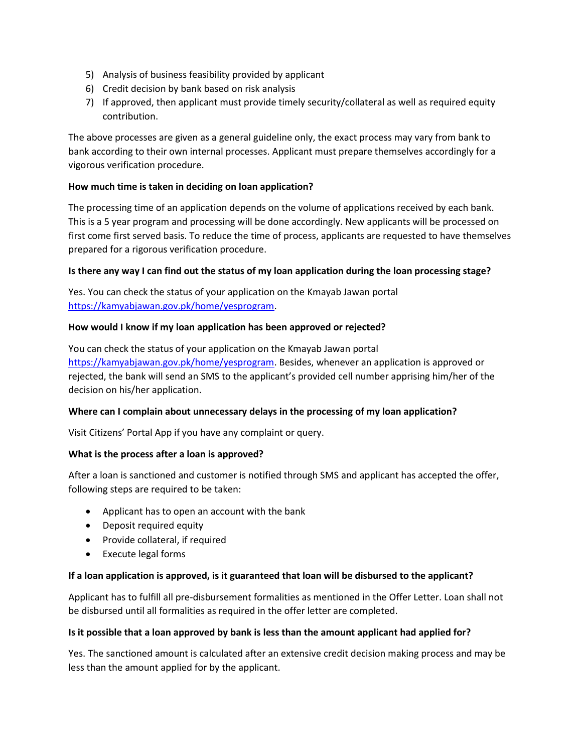5) Analysis of business feasibility provided by applicant
6) Credit decision by bank based on risk analysis
7) If approved, then applicant must provide timely security/collateral as well as required equity contribution.

The above processes are given as a general guideline only, the exact process may vary from bank to bank according to their own internal processes. Applicant must prepare themselves accordingly for a vigorous verification procedure.

**How much time is taken in deciding on loan application?**

The processing time of an application depends on the volume of applications received by each bank. This is a 5 year program and processing will be done accordingly. New applicants will be processed on first come first served basis. To reduce the time of process, applicants are requested to have themselves prepared for a rigorous verification procedure.

**Is there any way I can find out the status of my loan application during the loan processing stage?**

Yes. You can check the status of your application on the Kmayab Jawan portal [https://kamyabjawan.gov.pk/home/yesprogram](https://kamyabjawan.gov.pk/home/yesprogram).

**How would I know if my loan application has been approved or rejected?**

You can check the status of your application on the Kmayab Jawan portal [https://kamyabjawan.gov.pk/home/yesprogram](https://kamyabjawan.gov.pk/home/yesprogram). Besides, whenever an application is approved or rejected, the bank will send an SMS to the applicant's provided cell number apprising him/her of the decision on his/her application.

**Where can I complain about unnecessary delays in the processing of my loan application?**

Visit Citizens' Portal App if you have any complaint or query.

**What is the process after a loan is approved?**

After a loan is sanctioned and customer is notified through SMS and applicant has accepted the offer, following steps are required to be taken:

- Applicant has to open an account with the bank
- Deposit required equity
- Provide collateral, if required
- Execute legal forms

**If a loan application is approved, is it guaranteed that loan will be disbursed to the applicant?**

Applicant has to fulfill all pre-disbursement formalities as mentioned in the Offer Letter. Loan shall not be disbursed until all formalities as required in the offer letter are completed.

**Is it possible that a loan approved by bank is less than the amount applicant had applied for?**

Yes. The sanctioned amount is calculated after an extensive credit decision making process and may be less than the amount applied for by the applicant.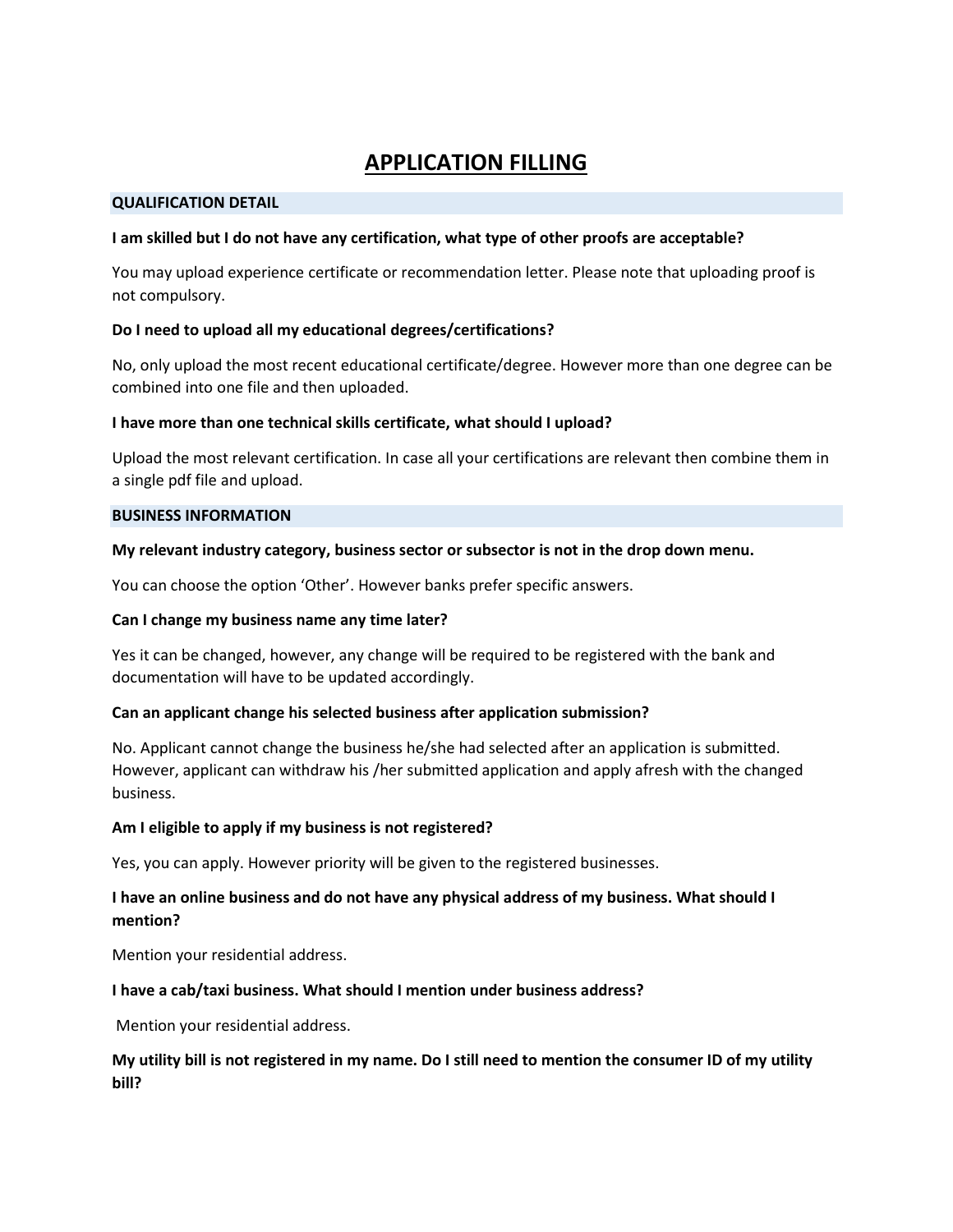# APPLICATION FILLING

## QUALIFICATION DETAIL

**I am skilled but I do not have any certification, what type of other proofs are acceptable?**

You may upload experience certificate or recommendation letter. Please note that uploading proof is not compulsory.

**Do I need to upload all my educational degrees/certifications?**

No, only upload the most recent educational certificate/degree. However more than one degree can be combined into one file and then uploaded.

**I have more than one technical skills certificate, what should I upload?**

Upload the most relevant certification. In case all your certifications are relevant then combine them in a single pdf file and upload.

## BUSINESS INFORMATION

**My relevant industry category, business sector or subsector is not in the drop down menu.**

You can choose the option 'Other'. However banks prefer specific answers.

**Can I change my business name any time later?**

Yes it can be changed, however, any change will be required to be registered with the bank and documentation will have to be updated accordingly.

**Can an applicant change his selected business after application submission?**

No. Applicant cannot change the business he/she had selected after an application is submitted. However, applicant can withdraw his /her submitted application and apply afresh with the changed business.

**Am I eligible to apply if my business is not registered?**

Yes, you can apply. However priority will be given to the registered businesses.

**I have an online business and do not have any physical address of my business. What should I mention?**

Mention your residential address.

**I have a cab/taxi business. What should I mention under business address?**

Mention your residential address.

**My utility bill is not registered in my name. Do I still need to mention the consumer ID of my utility bill?**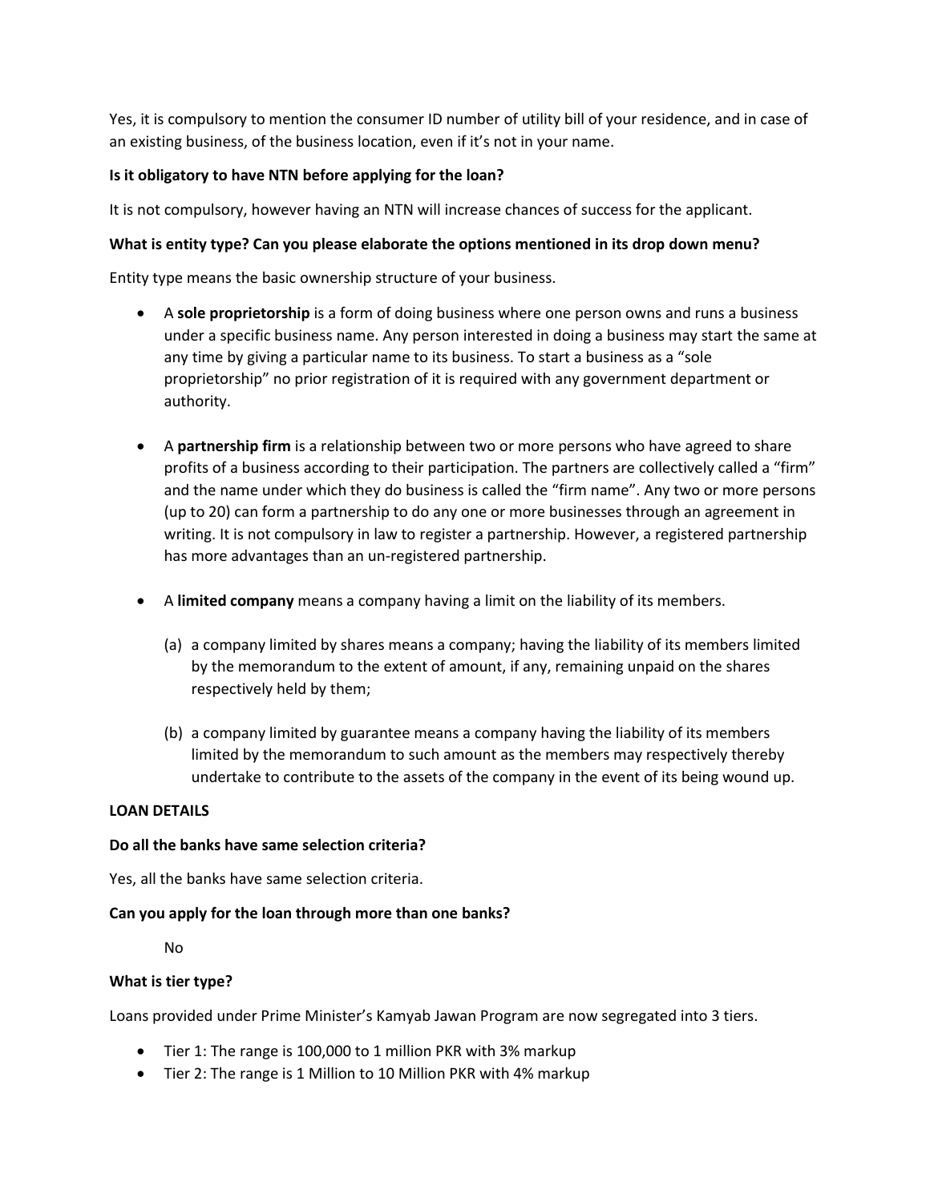Yes, it is compulsory to mention the consumer ID number of utility bill of your residence, and in case of an existing business, of the business location, even if it's not in your name.

**Is it obligatory to have NTN before applying for the loan?**

It is not compulsory, however having an NTN will increase chances of success for the applicant.

**What is entity type? Can you please elaborate the options mentioned in its drop down menu?**

Entity type means the basic ownership structure of your business.

- A **sole proprietorship** is a form of doing business where one person owns and runs a business under a specific business name. Any person interested in doing a business may start the same at any time by giving a particular name to its business. To start a business as a "sole proprietorship" no prior registration of it is required with any government department or authority.

- A **partnership firm** is a relationship between two or more persons who have agreed to share profits of a business according to their participation. The partners are collectively called a "firm" and the name under which they do business is called the "firm name". Any two or more persons (up to 20) can form a partnership to do any one or more businesses through an agreement in writing. It is not compulsory in law to register a partnership. However, a registered partnership has more advantages than an un-registered partnership.

- A **limited company** means a company having a limit on the liability of its members.

  (a) a company limited by shares means a company; having the liability of its members limited by the memorandum to the extent of amount, if any, remaining unpaid on the shares respectively held by them;

  (b) a company limited by guarantee means a company having the liability of its members limited by the memorandum to such amount as the members may respectively thereby undertake to contribute to the assets of the company in the event of its being wound up.

**LOAN DETAILS**

**Do all the banks have same selection criteria?**

Yes, all the banks have same selection criteria.

**Can you apply for the loan through more than one banks?**

No

**What is tier type?**

Loans provided under Prime Minister's Kamyab Jawan Program are now segregated into 3 tiers.

- Tier 1: The range is 100,000 to 1 million PKR with 3% markup
- Tier 2: The range is 1 Million to 10 Million PKR with 4% markup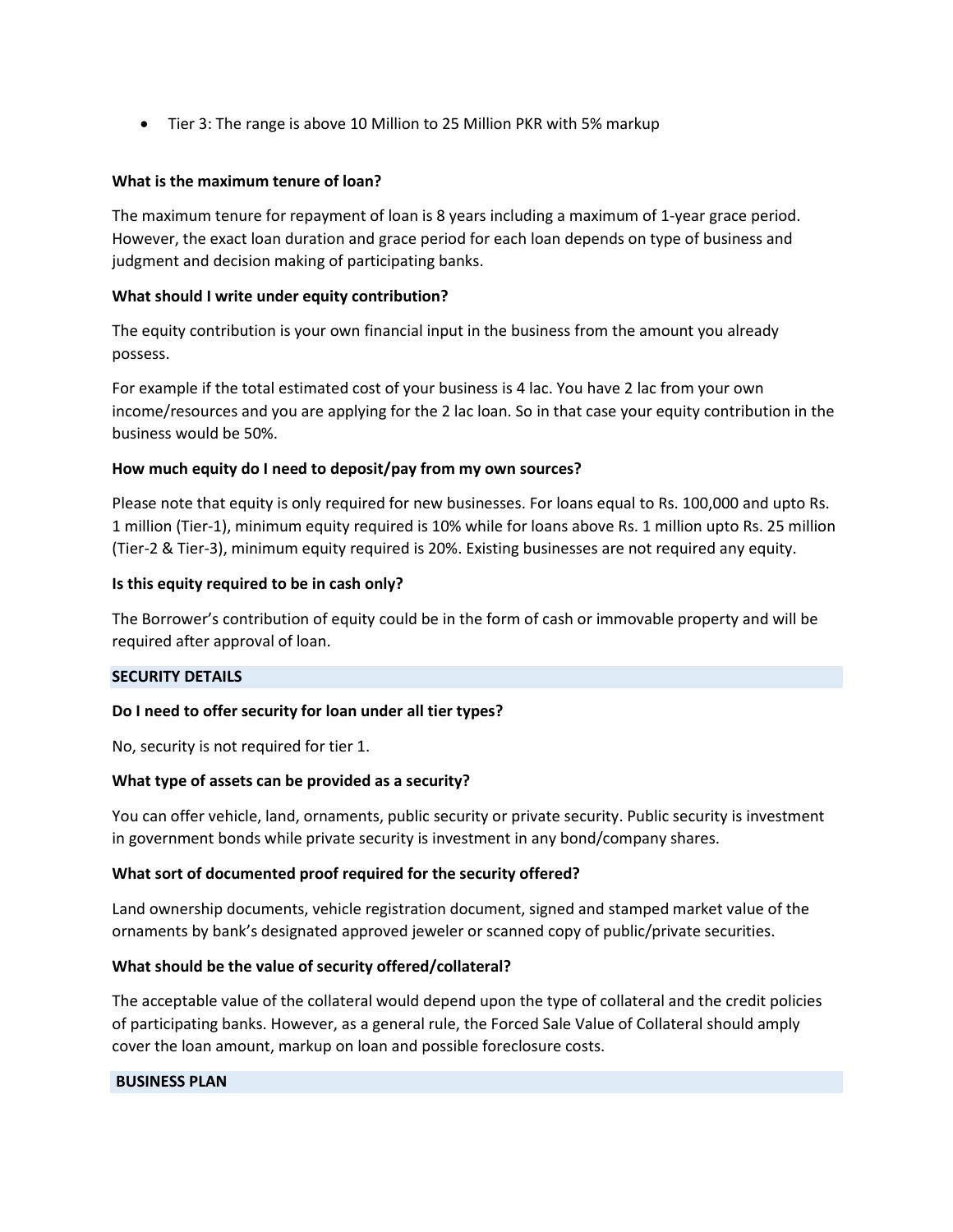- Tier 3: The range is above 10 Million to 25 Million PKR with 5% markup

**What is the maximum tenure of loan?**

The maximum tenure for repayment of loan is 8 years including a maximum of 1-year grace period. However, the exact loan duration and grace period for each loan depends on type of business and judgment and decision making of participating banks.

**What should I write under equity contribution?**

The equity contribution is your own financial input in the business from the amount you already possess.

For example if the total estimated cost of your business is 4 lac. You have 2 lac from your own income/resources and you are applying for the 2 lac loan. So in that case your equity contribution in the business would be 50%.

**How much equity do I need to deposit/pay from my own sources?**

Please note that equity is only required for new businesses. For loans equal to Rs. 100,000 and upto Rs. 1 million (Tier-1), minimum equity required is 10% while for loans above Rs. 1 million upto Rs. 25 million (Tier-2 & Tier-3), minimum equity required is 20%. Existing businesses are not required any equity.

**Is this equity required to be in cash only?**

The Borrower's contribution of equity could be in the form of cash or immovable property and will be required after approval of loan.

## SECURITY DETAILS

**Do I need to offer security for loan under all tier types?**

No, security is not required for tier 1.

**What type of assets can be provided as a security?**

You can offer vehicle, land, ornaments, public security or private security. Public security is investment in government bonds while private security is investment in any bond/company shares.

**What sort of documented proof required for the security offered?**

Land ownership documents, vehicle registration document, signed and stamped market value of the ornaments by bank's designated approved jeweler or scanned copy of public/private securities.

**What should be the value of security offered/collateral?**

The acceptable value of the collateral would depend upon the type of collateral and the credit policies of participating banks. However, as a general rule, the Forced Sale Value of Collateral should amply cover the loan amount, markup on loan and possible foreclosure costs.

## BUSINESS PLAN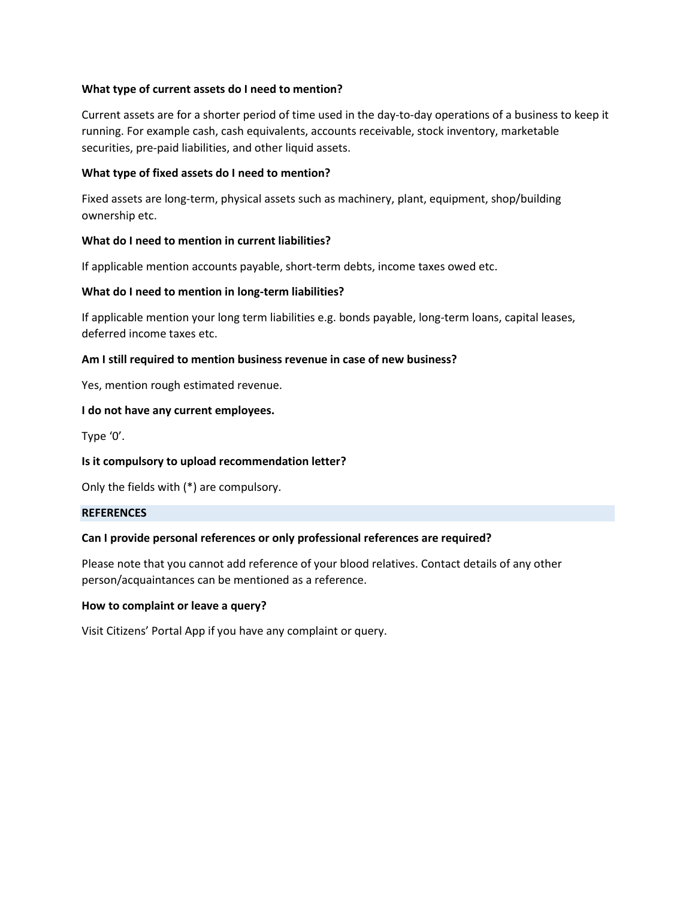**What type of current assets do I need to mention?**

Current assets are for a shorter period of time used in the day-to-day operations of a business to keep it running. For example cash, cash equivalents, accounts receivable, stock inventory, marketable securities, pre-paid liabilities, and other liquid assets.

**What type of fixed assets do I need to mention?**

Fixed assets are long-term, physical assets such as machinery, plant, equipment, shop/building ownership etc.

**What do I need to mention in current liabilities?**

If applicable mention accounts payable, short-term debts, income taxes owed etc.

**What do I need to mention in long-term liabilities?**

If applicable mention your long term liabilities e.g. bonds payable, long-term loans, capital leases, deferred income taxes etc.

**Am I still required to mention business revenue in case of new business?**

Yes, mention rough estimated revenue.

**I do not have any current employees.**

Type '0'.

**Is it compulsory to upload recommendation letter?**

Only the fields with (*) are compulsory.

## REFERENCES

**Can I provide personal references or only professional references are required?**

Please note that you cannot add reference of your blood relatives. Contact details of any other person/acquaintances can be mentioned as a reference.

**How to complaint or leave a query?**

Visit Citizens' Portal App if you have any complaint or query.